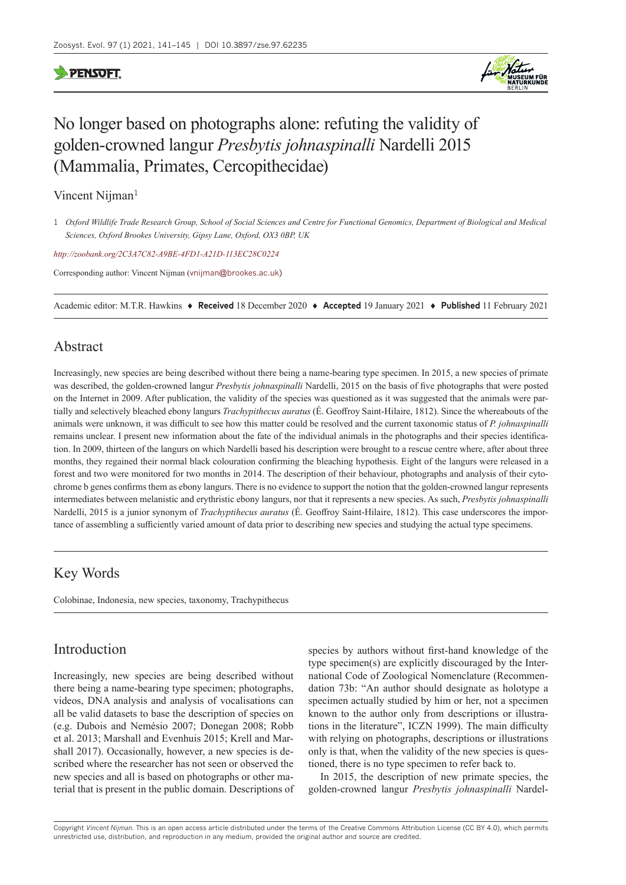# No longer based on photographs alone: refuting the validity of golden-crowned langur *Presbytis johnaspinalli* Nardelli 2015 (Mammalia, Primates, Cercopithecidae)

Vincent Nijman[1]

1 *Oxford Wildlife Trade Research Group, School of Social Sciences and Centre for Functional Genomics, Department of Biological and Medical Sciences, Oxford Brookes University, Gipsy Lane, Oxford, OX3 0BP, UK*

*http://zoobank.org/2C3A7C82-A9BE-4FD1-A21D-113EC28C0224*

Corresponding author: Vincent Nijman (vnijman@brookes.ac.uk)

Academic editor: M.T.R. Hawkins ♦ **Received** 18 December 2020 ♦ **Accepted** 19 January 2021 ♦ **Published** 11 February 2021

## Abstract

Increasingly, new species are being described without there being a name-bearing type specimen. In 2015, a new species of primate was described, the golden-crowned langur *Presbytis johnaspinalli* Nardelli, 2015 on the basis of five photographs that were posted on the Internet in 2009. After publication, the validity of the species was questioned as it was suggested that the animals were partially and selectively bleached ebony langurs *Trachypithecus auratus* (É. Geoffroy Saint-Hilaire, 1812). Since the whereabouts of the animals were unknown, it was difficult to see how this matter could be resolved and the current taxonomic status of *P. johnaspinalli* remains unclear. I present new information about the fate of the individual animals in the photographs and their species identification. In 2009, thirteen of the langurs on which Nardelli based his description were brought to a rescue centre where, after about three months, they regained their normal black colouration confirming the bleaching hypothesis. Eight of the langurs were released in a forest and two were monitored for two months in 2014. The description of their behaviour, photographs and analysis of their cytochrome b genes confirms them as ebony langurs. There is no evidence to support the notion that the golden-crowned langur represents intermediates between melanistic and erythristic ebony langurs, nor that it represents a new species. As such, *Presbytis johnaspinalli* Nardelli, 2015 is a junior synonym of *Trachyptihecus auratus* (É. Geoffroy Saint-Hilaire, 1812). This case underscores the importance of assembling a sufficiently varied amount of data prior to describing new species and studying the actual type specimens.

## Key Words

Colobinae, Indonesia, new species, taxonomy, Trachypithecus

## Introduction

Increasingly, new species are being described without there being a name-bearing type specimen; photographs, videos, DNA analysis and analysis of vocalisations can all be valid datasets to base the description of species on (e.g. Dubois and Nemésio 2007; Donegan 2008; Robb et al. 2013; Marshall and Evenhuis 2015; Krell and Marshall 2017). Occasionally, however, a new species is described where the researcher has not seen or observed the new species and all is based on photographs or other material that is present in the public domain. Descriptions of species by authors without first-hand knowledge of the type specimen(s) are explicitly discouraged by the International Code of Zoological Nomenclature (Recommendation 73b: "An author should designate as holotype a specimen actually studied by him or her, not a specimen known to the author only from descriptions or illustrations in the literature", ICZN 1999). The main difficulty with relying on photographs, descriptions or illustrations only is that, when the validity of the new species is questioned, there is no type specimen to refer back to.

In 2015, the description of new primate species, the golden-crowned langur *Presbytis johnaspinalli* Nardel-

Copyright *Vincent Nijman*. This is an open access article distributed under the terms of the Creative Commons Attribution License (CC BY 4.0), which permits unrestricted use, distribution, and reproduction in any medium, provided the original author and source are credited.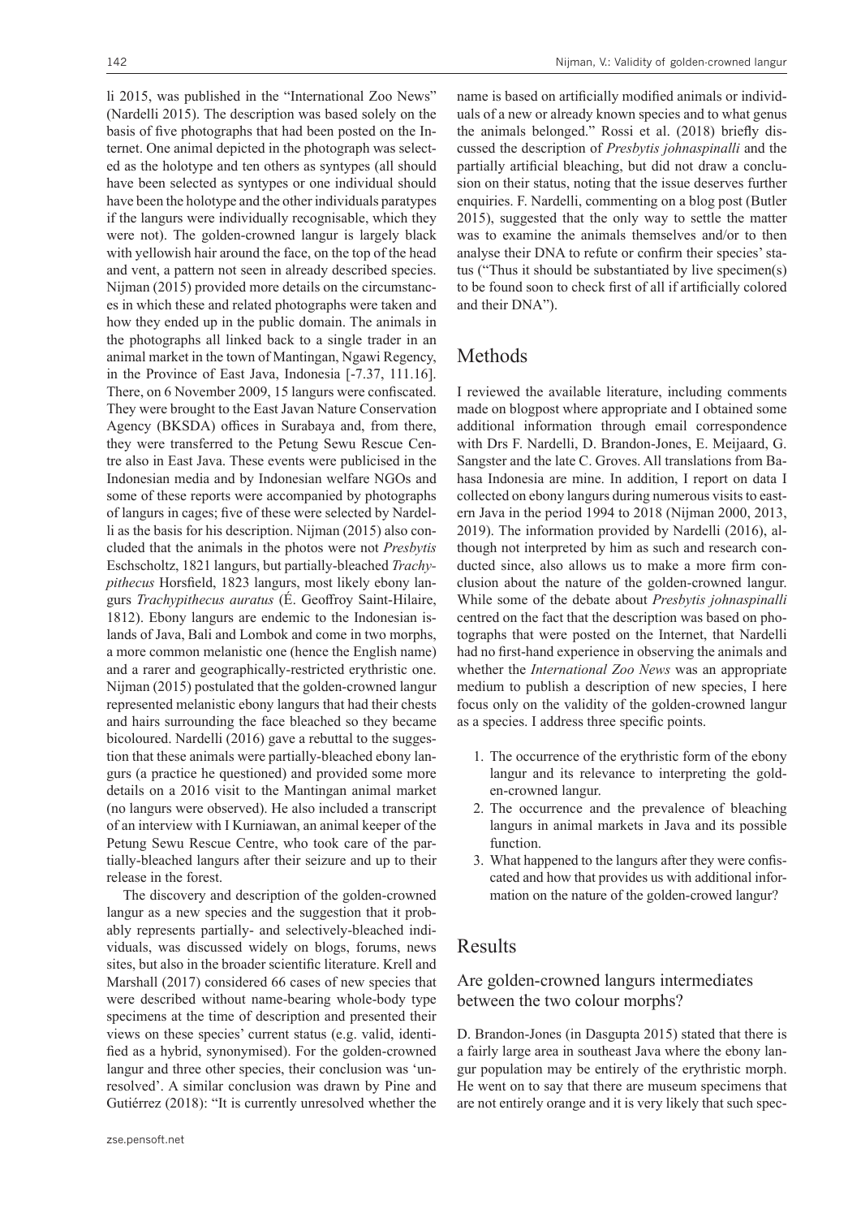li 2015, was published in the "International Zoo News" (Nardelli 2015). The description was based solely on the basis of five photographs that had been posted on the Internet. One animal depicted in the photograph was selected as the holotype and ten others as syntypes (all should have been selected as syntypes or one individual should have been the holotype and the other individuals paratypes if the langurs were individually recognisable, which they were not). The golden-crowned langur is largely black with yellowish hair around the face, on the top of the head and vent, a pattern not seen in already described species. Nijman (2015) provided more details on the circumstances in which these and related photographs were taken and how they ended up in the public domain. The animals in the photographs all linked back to a single trader in an animal market in the town of Mantingan, Ngawi Regency, in the Province of East Java, Indonesia [-7.37, 111.16]. There, on 6 November 2009, 15 langurs were confiscated. They were brought to the East Javan Nature Conservation Agency (BKSDA) offices in Surabaya and, from there, they were transferred to the Petung Sewu Rescue Centre also in East Java. These events were publicised in the Indonesian media and by Indonesian welfare NGOs and some of these reports were accompanied by photographs of langurs in cages; five of these were selected by Nardelli as the basis for his description. Nijman (2015) also concluded that the animals in the photos were not *Presbytis* Eschscholtz, 1821 langurs, but partially-bleached *Trachypithecus* Horsfield, 1823 langurs, most likely ebony langurs *Trachypithecus auratus* (É. Geoffroy Saint-Hilaire, 1812). Ebony langurs are endemic to the Indonesian islands of Java, Bali and Lombok and come in two morphs, a more common melanistic one (hence the English name) and a rarer and geographically-restricted erythristic one. Nijman (2015) postulated that the golden-crowned langur represented melanistic ebony langurs that had their chests and hairs surrounding the face bleached so they became bicoloured. Nardelli (2016) gave a rebuttal to the suggestion that these animals were partially-bleached ebony langurs (a practice he questioned) and provided some more details on a 2016 visit to the Mantingan animal market (no langurs were observed). He also included a transcript of an interview with I Kurniawan, an animal keeper of the Petung Sewu Rescue Centre, who took care of the partially-bleached langurs after their seizure and up to their release in the forest.

The discovery and description of the golden-crowned langur as a new species and the suggestion that it probably represents partially- and selectively-bleached individuals, was discussed widely on blogs, forums, news sites, but also in the broader scientific literature. Krell and Marshall (2017) considered 66 cases of new species that were described without name-bearing whole-body type specimens at the time of description and presented their views on these species' current status (e.g. valid, identified as a hybrid, synonymised). For the golden-crowned langur and three other species, their conclusion was 'unresolved'. A similar conclusion was drawn by Pine and Gutiérrez (2018): "It is currently unresolved whether the name is based on artificially modified animals or individuals of a new or already known species and to what genus the animals belonged." Rossi et al. (2018) briefly discussed the description of *Presbytis johnaspinalli* and the partially artificial bleaching, but did not draw a conclusion on their status, noting that the issue deserves further enquiries. F. Nardelli, commenting on a blog post (Butler 2015), suggested that the only way to settle the matter was to examine the animals themselves and/or to then analyse their DNA to refute or confirm their species' status ("Thus it should be substantiated by live specimen(s) to be found soon to check first of all if artificially colored and their DNA").

## Methods

I reviewed the available literature, including comments made on blogpost where appropriate and I obtained some additional information through email correspondence with Drs F. Nardelli, D. Brandon-Jones, E. Meijaard, G. Sangster and the late C. Groves. All translations from Bahasa Indonesia are mine. In addition, I report on data I collected on ebony langurs during numerous visits to eastern Java in the period 1994 to 2018 (Nijman 2000, 2013, 2019). The information provided by Nardelli (2016), although not interpreted by him as such and research conducted since, also allows us to make a more firm conclusion about the nature of the golden-crowned langur. While some of the debate about *Presbytis johnaspinalli* centred on the fact that the description was based on photographs that were posted on the Internet, that Nardelli had no first-hand experience in observing the animals and whether the *International Zoo News* was an appropriate medium to publish a description of new species, I here focus only on the validity of the golden-crowned langur as a species. I address three specific points.

1. The occurrence of the erythristic form of the ebony langur and its relevance to interpreting the golden-crowned langur.
2. The occurrence and the prevalence of bleaching langurs in animal markets in Java and its possible function.
3. What happened to the langurs after they were confiscated and how that provides us with additional information on the nature of the golden-crowed langur?

## Results

### Are golden-crowned langurs intermediates between the two colour morphs?

D. Brandon-Jones (in Dasgupta 2015) stated that there is a fairly large area in southeast Java where the ebony langur population may be entirely of the erythristic morph. He went on to say that there are museum specimens that are not entirely orange and it is very likely that such spec-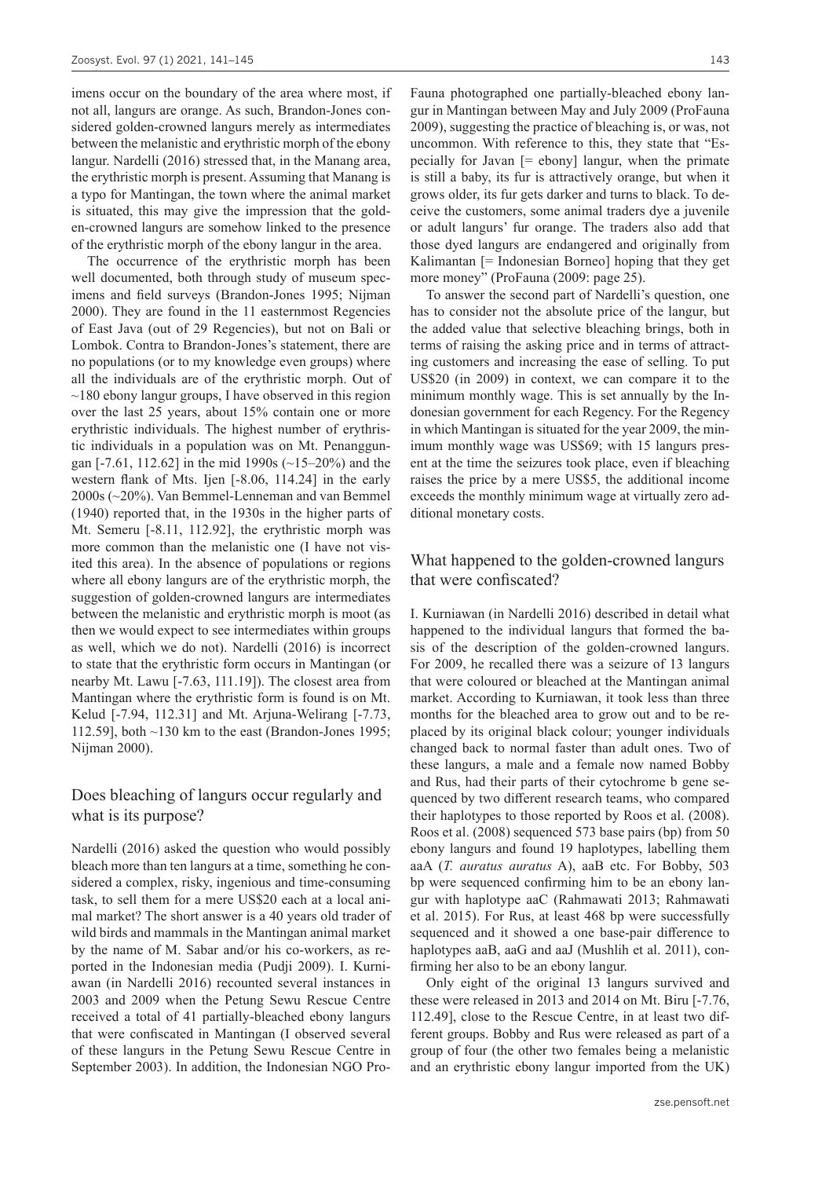imens occur on the boundary of the area where most, if not all, langurs are orange. As such, Brandon-Jones considered golden-crowned langurs merely as intermediates between the melanistic and erythristic morph of the ebony langur. Nardelli (2016) stressed that, in the Manang area, the erythristic morph is present. Assuming that Manang is a typo for Mantingan, the town where the animal market is situated, this may give the impression that the golden-crowned langurs are somehow linked to the presence of the erythristic morph of the ebony langur in the area.

The occurrence of the erythristic morph has been well documented, both through study of museum specimens and field surveys (Brandon-Jones 1995; Nijman 2000). They are found in the 11 easternmost Regencies of East Java (out of 29 Regencies), but not on Bali or Lombok. Contra to Brandon-Jones's statement, there are no populations (or to my knowledge even groups) where all the individuals are of the erythristic morph. Out of ~180 ebony langur groups, I have observed in this region over the last 25 years, about 15% contain one or more erythristic individuals. The highest number of erythristic individuals in a population was on Mt. Penanggungan [-7.61, 112.62] in the mid 1990s (~15–20%) and the western flank of Mts. Ijen [-8.06, 114.24] in the early 2000s (~20%). Van Bemmel-Lenneman and van Bemmel (1940) reported that, in the 1930s in the higher parts of Mt. Semeru [-8.11, 112.92], the erythristic morph was more common than the melanistic one (I have not visited this area). In the absence of populations or regions where all ebony langurs are of the erythristic morph, the suggestion of golden-crowned langurs are intermediates between the melanistic and erythristic morph is moot (as then we would expect to see intermediates within groups as well, which we do not). Nardelli (2016) is incorrect to state that the erythristic form occurs in Mantingan (or nearby Mt. Lawu [-7.63, 111.19]). The closest area from Mantingan where the erythristic form is found is on Mt. Kelud [-7.94, 112.31] and Mt. Arjuna-Welirang [-7.73, 112.59], both ~130 km to the east (Brandon-Jones 1995; Nijman 2000).

## Does bleaching of langurs occur regularly and what is its purpose?

Nardelli (2016) asked the question who would possibly bleach more than ten langurs at a time, something he considered a complex, risky, ingenious and time-consuming task, to sell them for a mere US$20 each at a local animal market? The short answer is a 40 years old trader of wild birds and mammals in the Mantingan animal market by the name of M. Sabar and/or his co-workers, as reported in the Indonesian media (Pudji 2009). I. Kurniawan (in Nardelli 2016) recounted several instances in 2003 and 2009 when the Petung Sewu Rescue Centre received a total of 41 partially-bleached ebony langurs that were confiscated in Mantingan (I observed several of these langurs in the Petung Sewu Rescue Centre in September 2003). In addition, the Indonesian NGO ProFauna photographed one partially-bleached ebony langur in Mantingan between May and July 2009 (ProFauna 2009), suggesting the practice of bleaching is, or was, not uncommon. With reference to this, they state that "Especially for Javan [= ebony] langur, when the primate is still a baby, its fur is attractively orange, but when it grows older, its fur gets darker and turns to black. To deceive the customers, some animal traders dye a juvenile or adult langurs' fur orange. The traders also add that those dyed langurs are endangered and originally from Kalimantan [= Indonesian Borneo] hoping that they get more money" (ProFauna (2009: page 25).

To answer the second part of Nardelli's question, one has to consider not the absolute price of the langur, but the added value that selective bleaching brings, both in terms of raising the asking price and in terms of attracting customers and increasing the ease of selling. To put US$20 (in 2009) in context, we can compare it to the minimum monthly wage. This is set annually by the Indonesian government for each Regency. For the Regency in which Mantingan is situated for the year 2009, the minimum monthly wage was US$69; with 15 langurs present at the time the seizures took place, even if bleaching raises the price by a mere US$5, the additional income exceeds the monthly minimum wage at virtually zero additional monetary costs.

## What happened to the golden-crowned langurs that were confiscated?

I. Kurniawan (in Nardelli 2016) described in detail what happened to the individual langurs that formed the basis of the description of the golden-crowned langurs. For 2009, he recalled there was a seizure of 13 langurs that were coloured or bleached at the Mantingan animal market. According to Kurniawan, it took less than three months for the bleached area to grow out and to be replaced by its original black colour; younger individuals changed back to normal faster than adult ones. Two of these langurs, a male and a female now named Bobby and Rus, had their parts of their cytochrome b gene sequenced by two different research teams, who compared their haplotypes to those reported by Roos et al. (2008). Roos et al. (2008) sequenced 573 base pairs (bp) from 50 ebony langurs and found 19 haplotypes, labelling them aaA (*T. auratus auratus* A), aaB etc. For Bobby, 503 bp were sequenced confirming him to be an ebony langur with haplotype aaC (Rahmawati 2013; Rahmawati et al. 2015). For Rus, at least 468 bp were successfully sequenced and it showed a one base-pair difference to haplotypes aaB, aaG and aaJ (Mushlih et al. 2011), confirming her also to be an ebony langur.

Only eight of the original 13 langurs survived and these were released in 2013 and 2014 on Mt. Biru [-7.76, 112.49], close to the Rescue Centre, in at least two different groups. Bobby and Rus were released as part of a group of four (the other two females being a melanistic and an erythristic ebony langur imported from the UK)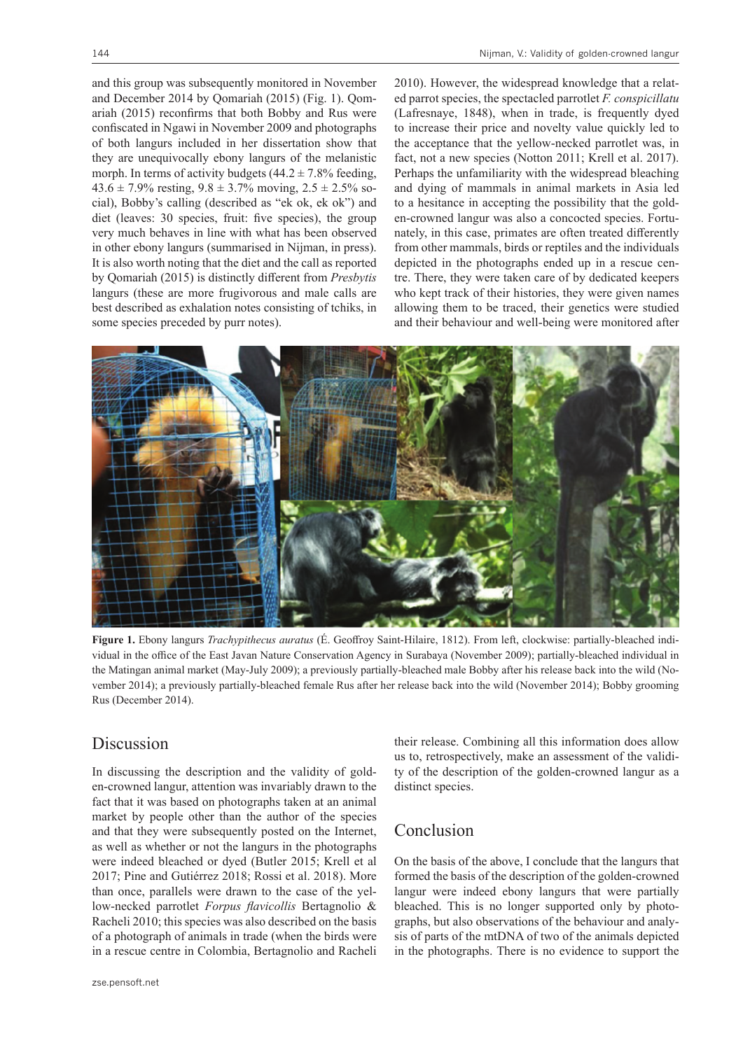and this group was subsequently monitored in November and December 2014 by Qomariah (2015) (Fig. 1). Qomariah (2015) reconfirms that both Bobby and Rus were confiscated in Ngawi in November 2009 and photographs of both langurs included in her dissertation show that they are unequivocally ebony langurs of the melanistic morph. In terms of activity budgets (44.2 ± 7.8% feeding, 43.6 ± 7.9% resting, 9.8 ± 3.7% moving, 2.5 ± 2.5% social), Bobby's calling (described as "ek ok, ek ok") and diet (leaves: 30 species, fruit: five species), the group very much behaves in line with what has been observed in other ebony langurs (summarised in Nijman, in press). It is also worth noting that the diet and the call as reported by Qomariah (2015) is distinctly different from *Presbytis* langurs (these are more frugivorous and male calls are best described as exhalation notes consisting of tchiks, in some species preceded by purr notes).

2010). However, the widespread knowledge that a related parrot species, the spectacled parrotlet *F. conspicillatu* (Lafresnaye, 1848), when in trade, is frequently dyed to increase their price and novelty value quickly led to the acceptance that the yellow-necked parrotlet was, in fact, not a new species (Notton 2011; Krell et al. 2017). Perhaps the unfamiliarity with the widespread bleaching and dying of mammals in animal markets in Asia led to a hesitance in accepting the possibility that the golden-crowned langur was also a concocted species. Fortunately, in this case, primates are often treated differently from other mammals, birds or reptiles and the individuals depicted in the photographs ended up in a rescue centre. There, they were taken care of by dedicated keepers who kept track of their histories, they were given names allowing them to be traced, their genetics were studied and their behaviour and well-being were monitored after their release. Combining all this information does allow us to, retrospectively, make an assessment of the validity of the description of the golden-crowned langur as a distinct species.

**Figure 1.** Ebony langurs *Trachypithecus auratus* (É. Geoffroy Saint-Hilaire, 1812). From left, clockwise: partially-bleached individual in the office of the East Javan Nature Conservation Agency in Surabaya (November 2009); partially-bleached individual in the Matingan animal market (May-July 2009); a previously partially-bleached male Bobby after his release back into the wild (November 2014); a previously partially-bleached female Rus after her release back into the wild (November 2014); Bobby grooming Rus (December 2014).

## Discussion

In discussing the description and the validity of golden-crowned langur, attention was invariably drawn to the fact that it was based on photographs taken at an animal market by people other than the author of the species and that they were subsequently posted on the Internet, as well as whether or not the langurs in the photographs were indeed bleached or dyed (Butler 2015; Krell et al 2017; Pine and Gutiérrez 2018; Rossi et al. 2018). More than once, parallels were drawn to the case of the yellow-necked parrotlet *Forpus flavicollis* Bertagnolio & Racheli 2010; this species was also described on the basis of a photograph of animals in trade (when the birds were in a rescue centre in Colombia, Bertagnolio and Racheli 2010).

## Conclusion

On the basis of the above, I conclude that the langurs that formed the basis of the description of the golden-crowned langur were indeed ebony langurs that were partially bleached. This is no longer supported only by photographs, but also observations of the behaviour and analysis of parts of the mtDNA of two of the animals depicted in the photographs. There is no evidence to support the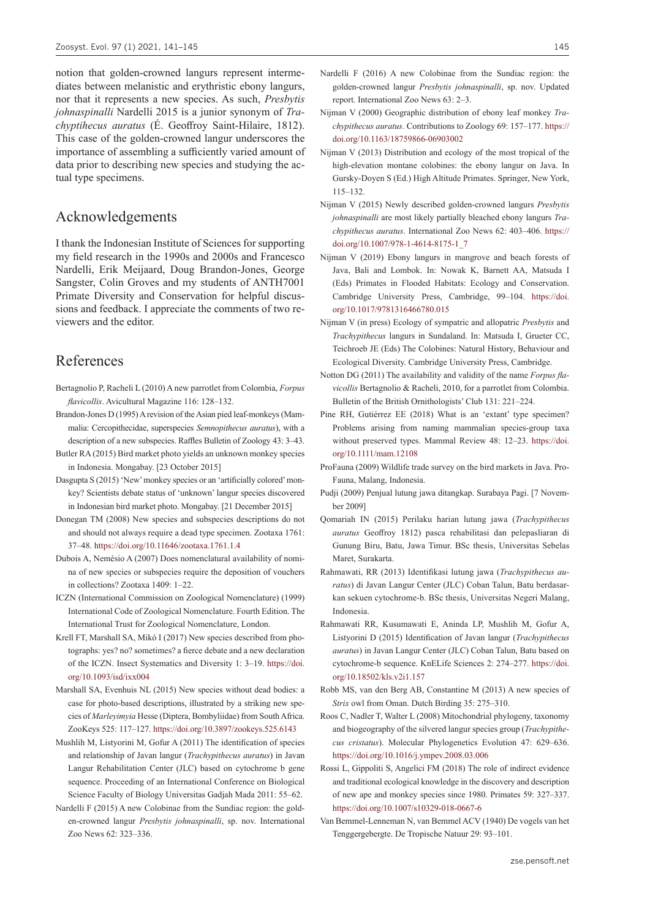notion that golden-crowned langurs represent intermediates between melanistic and erythristic ebony langurs, nor that it represents a new species. As such, *Presbytis johnaspinalli* Nardelli 2015 is a junior synonym of *Trachypithecus auratus* (É. Geoffroy Saint-Hilaire, 1812). This case of the golden-crowned langur underscores the importance of assembling a sufficiently varied amount of data prior to describing new species and studying the actual type specimens.

## Acknowledgements

I thank the Indonesian Institute of Sciences for supporting my field research in the 1990s and 2000s and Francesco Nardelli, Erik Meijaard, Doug Brandon-Jones, George Sangster, Colin Groves and my students of ANTH7001 Primate Diversity and Conservation for helpful discussions and feedback. I appreciate the comments of two reviewers and the editor.

## References

Bertagnolio P, Racheli L (2010) A new parrotlet from Colombia, *Forpus flavicollis*. Avicultural Magazine 116: 128–132.

Brandon-Jones D (1995) A revision of the Asian pied leaf-monkeys (Mammalia: Cercopithecidae, superspecies *Semnopithecus auratus*), with a description of a new subspecies. Raffles Bulletin of Zoology 43: 3–43.

Butler RA (2015) Bird market photo yields an unknown monkey species in Indonesia. Mongabay. [23 October 2015]

Dasgupta S (2015) 'New' monkey species or an 'artificially colored' monkey? Scientists debate status of 'unknown' langur species discovered in Indonesian bird market photo. Mongabay. [21 December 2015]

Donegan TM (2008) New species and subspecies descriptions do not and should not always require a dead type specimen. Zootaxa 1761: 37–48. https://doi.org/10.11646/zootaxa.1761.1.4

Dubois A, Nemésio A (2007) Does nomenclatural availability of nomina of new species or subspecies require the deposition of vouchers in collections? Zootaxa 1409: 1–22.

ICZN (International Commission on Zoological Nomenclature) (1999) International Code of Zoological Nomenclature. Fourth Edition. The International Trust for Zoological Nomenclature, London.

Krell FT, Marshall SA, Mikó I (2017) New species described from photographs: yes? no? sometimes? a fierce debate and a new declaration of the ICZN. Insect Systematics and Diversity 1: 3–19. https://doi.org/10.1093/isd/ixx004

Marshall SA, Evenhuis NL (2015) New species without dead bodies: a case for photo-based descriptions, illustrated by a striking new species of *Marleyimyia* Hesse (Diptera, Bombyliidae) from South Africa. ZooKeys 525: 117–127. https://doi.org/10.3897/zookeys.525.6143

Mushlih M, Listyorini M, Gofur A (2011) The identification of species and relationship of Javan langur (*Trachypithecus auratus*) in Javan Langur Rehabilitation Center (JLC) based on cytochrome b gene sequence. Proceeding of an International Conference on Biological Science Faculty of Biology Universitas Gadjah Mada 2011: 55–62.

Nardelli F (2015) A new Colobinae from the Sundiac region: the golden-crowned langur *Presbytis johnaspinalli*, sp. nov. International Zoo News 62: 323–336.

Nardelli F (2016) A new Colobinae from the Sundiac region: the golden-crowned langur *Presbytis johnaspinalli*, sp. nov. Updated report. International Zoo News 63: 2–3.

Nijman V (2000) Geographic distribution of ebony leaf monkey *Trachypithecus auratus*. Contributions to Zoology 69: 157–177. https://doi.org/10.1163/18759866-06903002

Nijman V (2013) Distribution and ecology of the most tropical of the high-elevation montane colobines: the ebony langur on Java. In Gursky-Doyen S (Ed.) High Altitude Primates. Springer, New York, 115–132.

Nijman V (2015) Newly described golden-crowned langurs *Presbytis johnaspinalli* are most likely partially bleached ebony langurs *Trachypithecus auratus*. International Zoo News 62: 403–406. https://doi.org/10.1007/978-1-4614-8175-1_7

Nijman V (2019) Ebony langurs in mangrove and beach forests of Java, Bali and Lombok. In: Nowak K, Barnett AA, Matsuda I (Eds) Primates in Flooded Habitats: Ecology and Conservation. Cambridge University Press, Cambridge, 99–104. https://doi.org/10.1017/9781316466780.015

Nijman V (in press) Ecology of sympatric and allopatric *Presbytis* and *Trachypithecus* langurs in Sundaland. In: Matsuda I, Grueter CC, Teichroeb JE (Eds) The Colobines: Natural History, Behaviour and Ecological Diversity. Cambridge University Press, Cambridge.

Notton DG (2011) The availability and validity of the name *Forpus flavicollis* Bertagnolio & Racheli, 2010, for a parrotlet from Colombia. Bulletin of the British Ornithologists' Club 131: 221–224.

Pine RH, Gutiérrez EE (2018) What is an 'extant' type specimen? Problems arising from naming mammalian species-group taxa without preserved types. Mammal Review 48: 12–23. https://doi.org/10.1111/mam.12108

ProFauna (2009) Wildlife trade survey on the bird markets in Java. ProFauna, Malang, Indonesia.

Pudji (2009) Penjual lutung jawa ditangkap. Surabaya Pagi. [7 November 2009]

Qomariah IN (2015) Perilaku harian lutung jawa (*Trachypithecus auratus* Geoffroy 1812) pasca rehabilitasi dan pelepasliaran di Gunung Biru, Batu, Jawa Timur. BSc thesis, Universitas Sebelas Maret, Surakarta.

Rahmawati, RR (2013) Identifikasi lutung jawa (*Trachypithecus auratus*) di Javan Langur Center (JLC) Coban Talun, Batu berdasarkan sekuen cytochrome-b. BSc thesis, Universitas Negeri Malang, Indonesia.

Rahmawati RR, Kusumawati E, Aninda LP, Mushlih M, Gofur A, Listyorini D (2015) Identification of Javan langur (*Trachypithecus auratus*) in Javan Langur Center (JLC) Coban Talun, Batu based on cytochrome-b sequence. KnELife Sciences 2: 274–277. https://doi.org/10.18502/kls.v2i1.157

Robb MS, van den Berg AB, Constantine M (2013) A new species of *Strix* owl from Oman. Dutch Birding 35: 275–310.

Roos C, Nadler T, Walter L (2008) Mitochondrial phylogeny, taxonomy and biogeography of the silvered langur species group (*Trachypithecus cristatus*). Molecular Phylogenetics Evolution 47: 629–636. https://doi.org/10.1016/j.ympev.2008.03.006

Rossi L, Gippoliti S, Angelici FM (2018) The role of indirect evidence and traditional ecological knowledge in the discovery and description of new ape and monkey species since 1980. Primates 59: 327–337. https://doi.org/10.1007/s10329-018-0667-6

Van Bemmel-Lenneman N, van Bemmel ACV (1940) De vogels van het Tenggergebergte. De Tropische Natuur 29: 93–101.